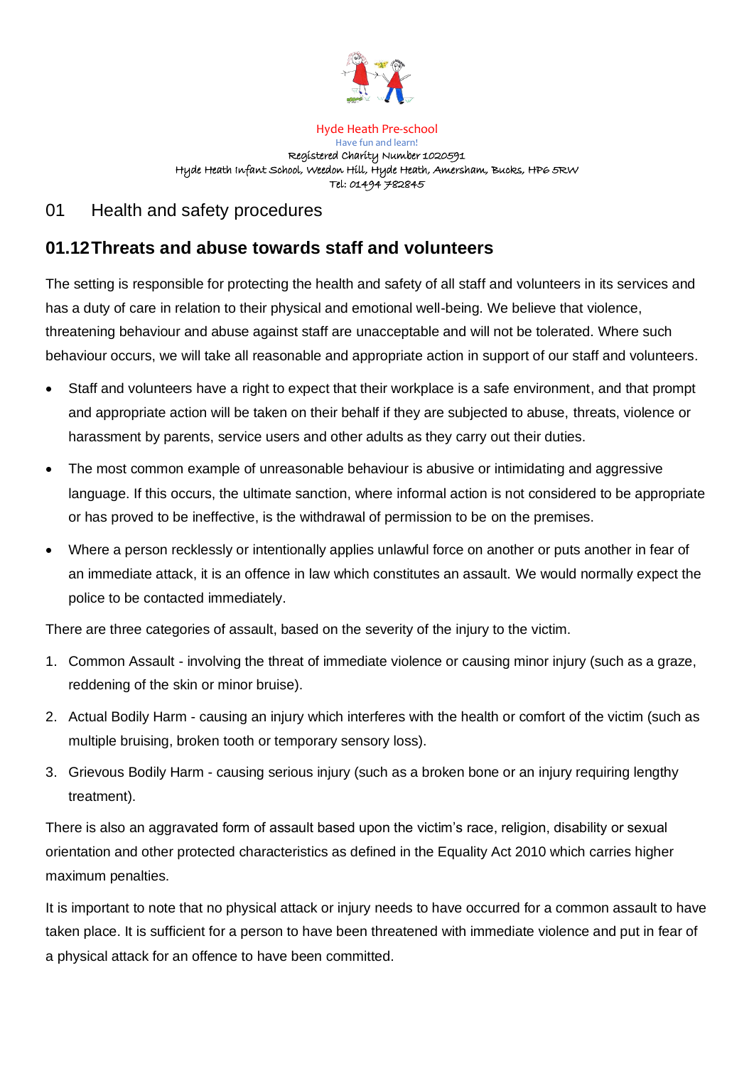Hyde Heath Pre-school
Have fun and learn!
Registered Charity Number 1020591
Hyde Heath Infant School, Weedon Hill, Hyde Heath, Amersham, Bucks, HP6 5RW
Tel: 01494 782845

# 01 Health and safety procedures

## 01.12 Threats and abuse towards staff and volunteers

The setting is responsible for protecting the health and safety of all staff and volunteers in its services and has a duty of care in relation to their physical and emotional well-being. We believe that violence, threatening behaviour and abuse against staff are unacceptable and will not be tolerated. Where such behaviour occurs, we will take all reasonable and appropriate action in support of our staff and volunteers.

- Staff and volunteers have a right to expect that their workplace is a safe environment, and that prompt and appropriate action will be taken on their behalf if they are subjected to abuse, threats, violence or harassment by parents, service users and other adults as they carry out their duties.
- The most common example of unreasonable behaviour is abusive or intimidating and aggressive language. If this occurs, the ultimate sanction, where informal action is not considered to be appropriate or has proved to be ineffective, is the withdrawal of permission to be on the premises.
- Where a person recklessly or intentionally applies unlawful force on another or puts another in fear of an immediate attack, it is an offence in law which constitutes an assault. We would normally expect the police to be contacted immediately.

There are three categories of assault, based on the severity of the injury to the victim.

1. Common Assault - involving the threat of immediate violence or causing minor injury (such as a graze, reddening of the skin or minor bruise).
2. Actual Bodily Harm - causing an injury which interferes with the health or comfort of the victim (such as multiple bruising, broken tooth or temporary sensory loss).
3. Grievous Bodily Harm - causing serious injury (such as a broken bone or an injury requiring lengthy treatment).

There is also an aggravated form of assault based upon the victim's race, religion, disability or sexual orientation and other protected characteristics as defined in the Equality Act 2010 which carries higher maximum penalties.

It is important to note that no physical attack or injury needs to have occurred for a common assault to have taken place. It is sufficient for a person to have been threatened with immediate violence and put in fear of a physical attack for an offence to have been committed.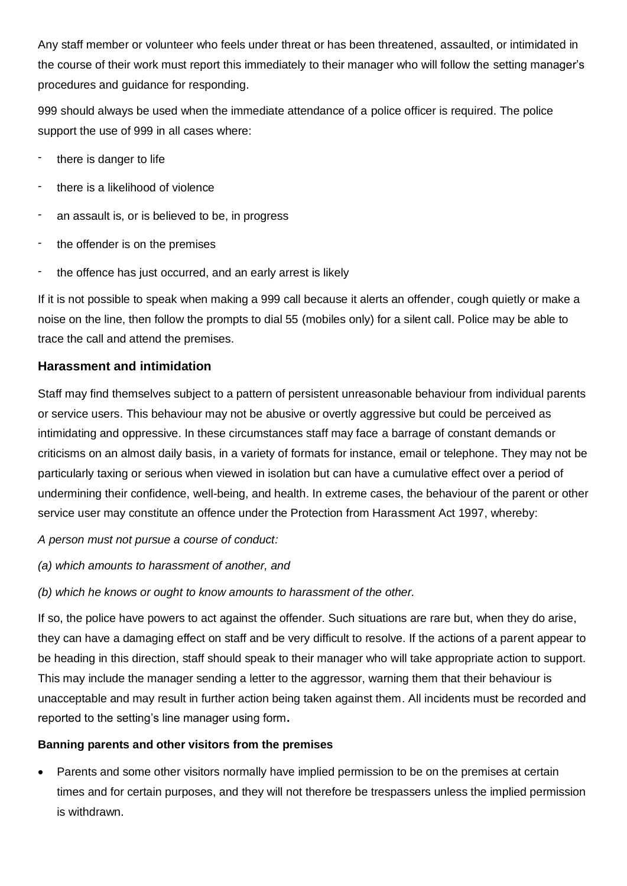Any staff member or volunteer who feels under threat or has been threatened, assaulted, or intimidated in the course of their work must report this immediately to their manager who will follow the setting manager's procedures and guidance for responding.

999 should always be used when the immediate attendance of a police officer is required. The police support the use of 999 in all cases where:

- there is danger to life
- there is a likelihood of violence
- an assault is, or is believed to be, in progress
- the offender is on the premises
- the offence has just occurred, and an early arrest is likely

If it is not possible to speak when making a 999 call because it alerts an offender, cough quietly or make a noise on the line, then follow the prompts to dial 55 (mobiles only) for a silent call. Police may be able to trace the call and attend the premises.

### Harassment and intimidation

Staff may find themselves subject to a pattern of persistent unreasonable behaviour from individual parents or service users. This behaviour may not be abusive or overtly aggressive but could be perceived as intimidating and oppressive. In these circumstances staff may face a barrage of constant demands or criticisms on an almost daily basis, in a variety of formats for instance, email or telephone. They may not be particularly taxing or serious when viewed in isolation but can have a cumulative effect over a period of undermining their confidence, well-being, and health. In extreme cases, the behaviour of the parent or other service user may constitute an offence under the Protection from Harassment Act 1997, whereby:

*A person must not pursue a course of conduct:*

*(a) which amounts to harassment of another, and*

*(b) which he knows or ought to know amounts to harassment of the other.*

If so, the police have powers to act against the offender. Such situations are rare but, when they do arise, they can have a damaging effect on staff and be very difficult to resolve. If the actions of a parent appear to be heading in this direction, staff should speak to their manager who will take appropriate action to support. This may include the manager sending a letter to the aggressor, warning them that their behaviour is unacceptable and may result in further action being taken against them. All incidents must be recorded and reported to the setting's line manager using form**.**

**Banning parents and other visitors from the premises**

- Parents and some other visitors normally have implied permission to be on the premises at certain times and for certain purposes, and they will not therefore be trespassers unless the implied permission is withdrawn.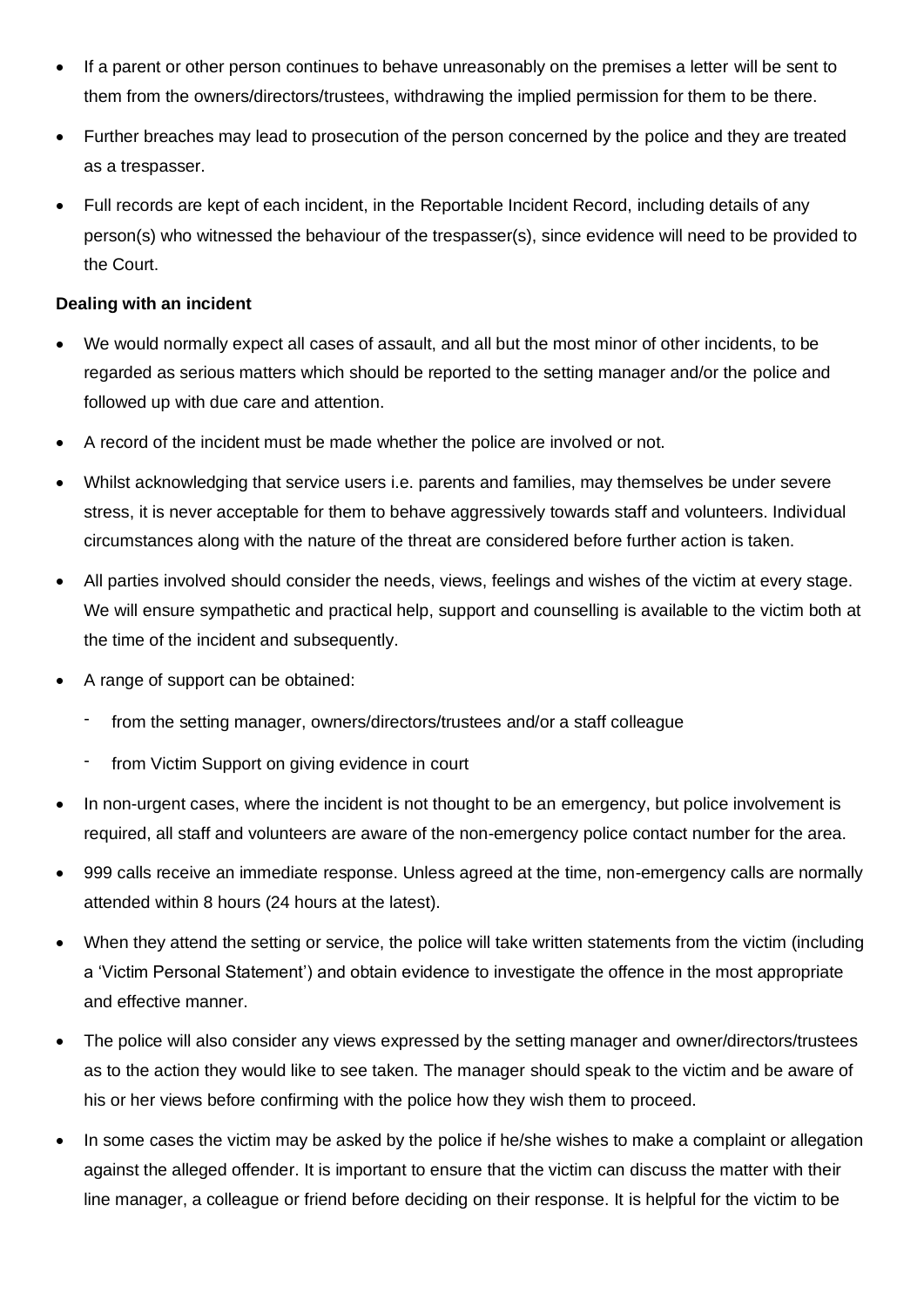- If a parent or other person continues to behave unreasonably on the premises a letter will be sent to them from the owners/directors/trustees, withdrawing the implied permission for them to be there.
- Further breaches may lead to prosecution of the person concerned by the police and they are treated as a trespasser.
- Full records are kept of each incident, in the Reportable Incident Record, including details of any person(s) who witnessed the behaviour of the trespasser(s), since evidence will need to be provided to the Court.

**Dealing with an incident**

- We would normally expect all cases of assault, and all but the most minor of other incidents, to be regarded as serious matters which should be reported to the setting manager and/or the police and followed up with due care and attention.
- A record of the incident must be made whether the police are involved or not.
- Whilst acknowledging that service users i.e. parents and families, may themselves be under severe stress, it is never acceptable for them to behave aggressively towards staff and volunteers. Individual circumstances along with the nature of the threat are considered before further action is taken.
- All parties involved should consider the needs, views, feelings and wishes of the victim at every stage. We will ensure sympathetic and practical help, support and counselling is available to the victim both at the time of the incident and subsequently.
- A range of support can be obtained:
  - from the setting manager, owners/directors/trustees and/or a staff colleague
  - from Victim Support on giving evidence in court
- In non-urgent cases, where the incident is not thought to be an emergency, but police involvement is required, all staff and volunteers are aware of the non-emergency police contact number for the area.
- 999 calls receive an immediate response. Unless agreed at the time, non-emergency calls are normally attended within 8 hours (24 hours at the latest).
- When they attend the setting or service, the police will take written statements from the victim (including a 'Victim Personal Statement') and obtain evidence to investigate the offence in the most appropriate and effective manner.
- The police will also consider any views expressed by the setting manager and owner/directors/trustees as to the action they would like to see taken. The manager should speak to the victim and be aware of his or her views before confirming with the police how they wish them to proceed.
- In some cases the victim may be asked by the police if he/she wishes to make a complaint or allegation against the alleged offender. It is important to ensure that the victim can discuss the matter with their line manager, a colleague or friend before deciding on their response. It is helpful for the victim to be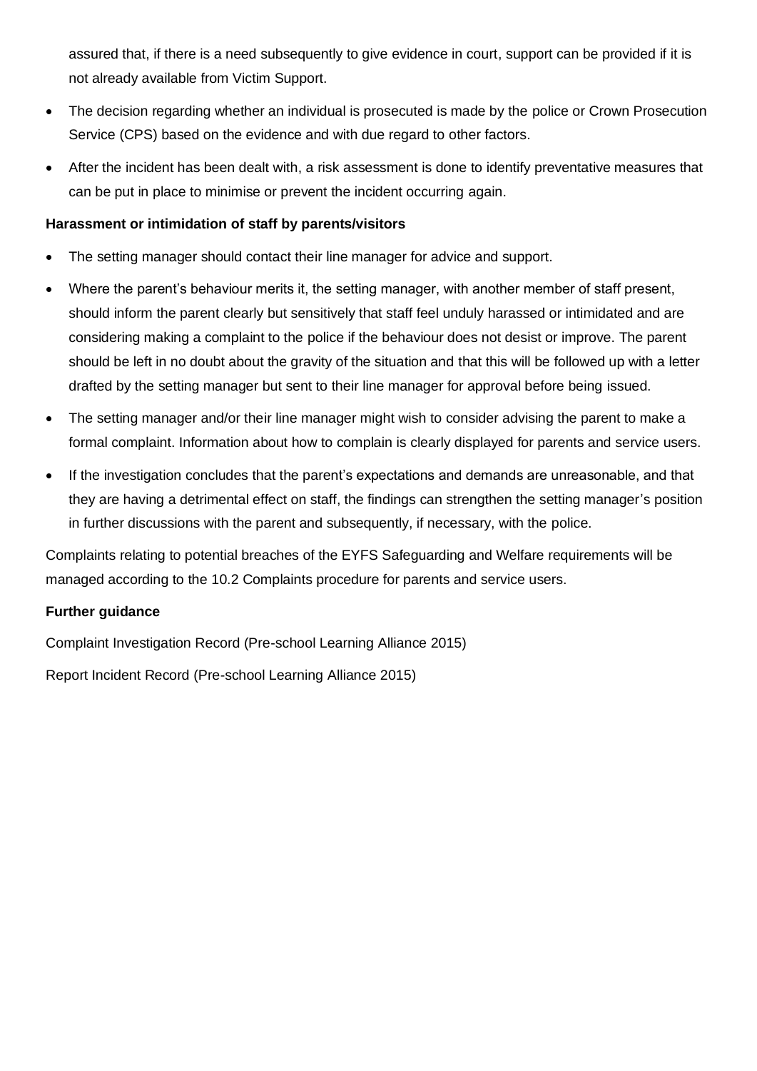assured that, if there is a need subsequently to give evidence in court, support can be provided if it is not already available from Victim Support.

- The decision regarding whether an individual is prosecuted is made by the police or Crown Prosecution Service (CPS) based on the evidence and with due regard to other factors.
- After the incident has been dealt with, a risk assessment is done to identify preventative measures that can be put in place to minimise or prevent the incident occurring again.

**Harassment or intimidation of staff by parents/visitors**

- The setting manager should contact their line manager for advice and support.
- Where the parent's behaviour merits it, the setting manager, with another member of staff present, should inform the parent clearly but sensitively that staff feel unduly harassed or intimidated and are considering making a complaint to the police if the behaviour does not desist or improve. The parent should be left in no doubt about the gravity of the situation and that this will be followed up with a letter drafted by the setting manager but sent to their line manager for approval before being issued.
- The setting manager and/or their line manager might wish to consider advising the parent to make a formal complaint. Information about how to complain is clearly displayed for parents and service users.
- If the investigation concludes that the parent's expectations and demands are unreasonable, and that they are having a detrimental effect on staff, the findings can strengthen the setting manager's position in further discussions with the parent and subsequently, if necessary, with the police.

Complaints relating to potential breaches of the EYFS Safeguarding and Welfare requirements will be managed according to the 10.2 Complaints procedure for parents and service users.

**Further guidance**

Complaint Investigation Record (Pre-school Learning Alliance 2015)

Report Incident Record (Pre-school Learning Alliance 2015)